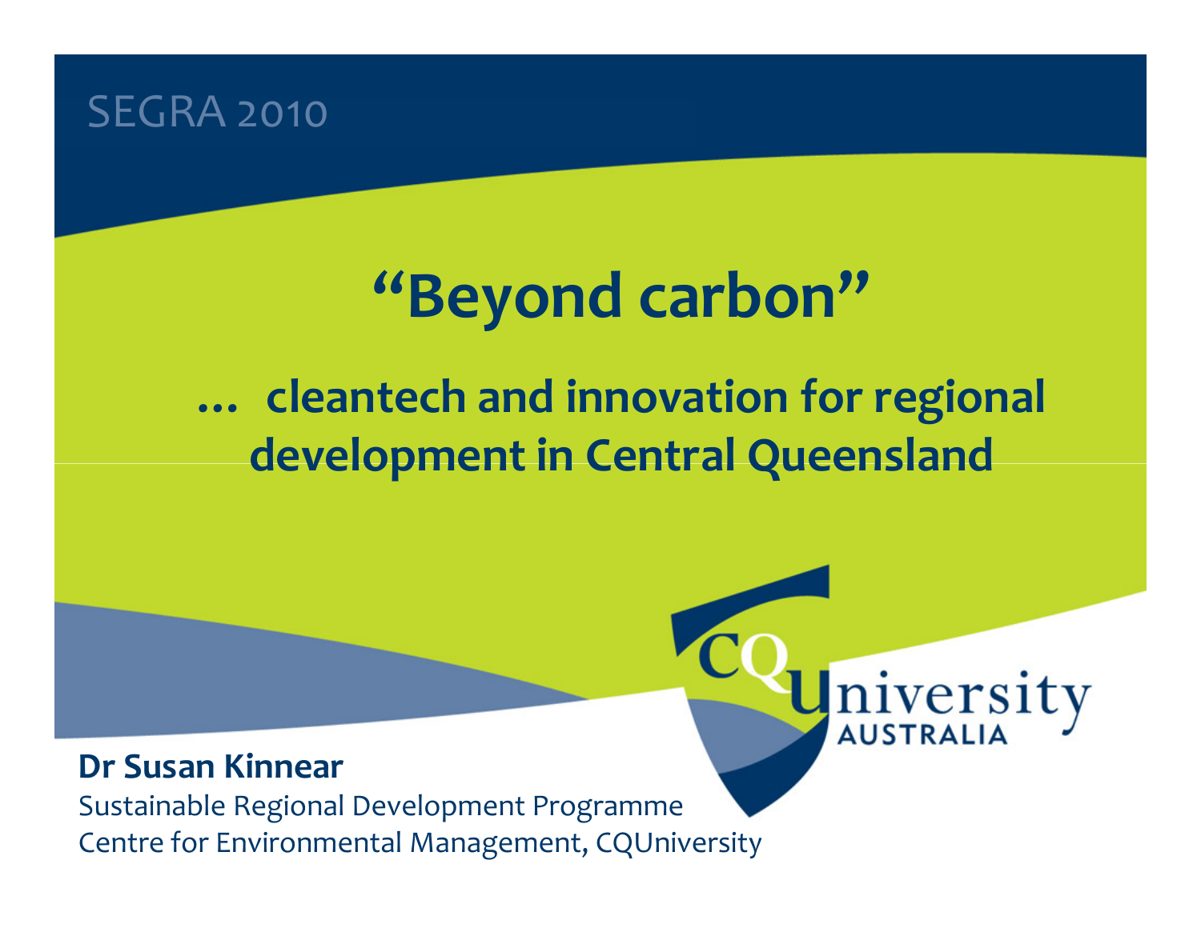SEGRA 2010

# "Beyond carbon"

## … cleantech and innovation for regional development in Central Queensland

CQUniversity AUSTRALIA

**Dr Susan Kinnear**

Sustainable Regional Development Programme

Centre for Environmental Management, CQUniversity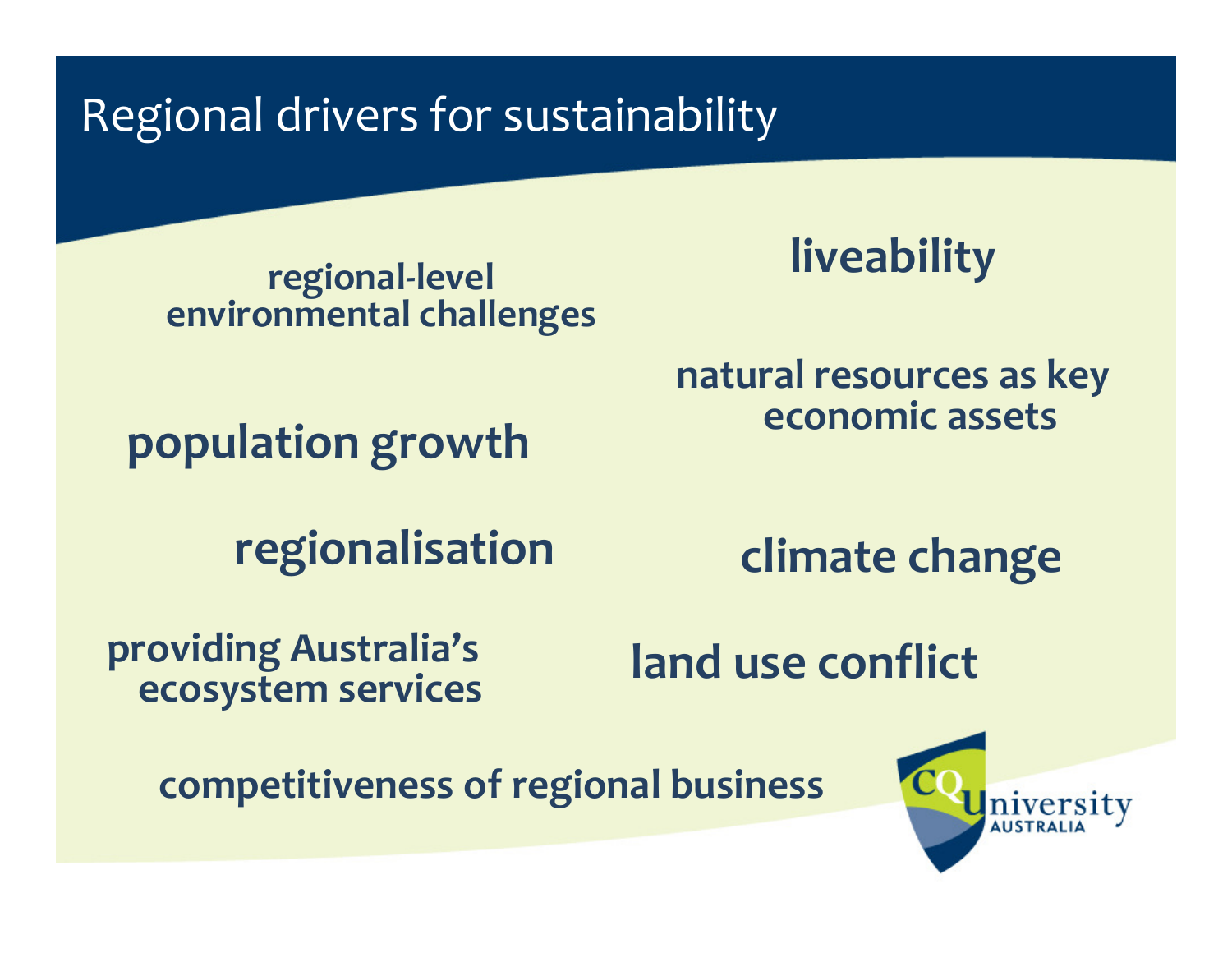# Regional drivers for sustainability

- regional-level environmental challenges
- liveability
- natural resources as key economic assets
- population growth
- regionalisation
- climate change
- providing Australia's ecosystem services
- land use conflict
- competitiveness of regional business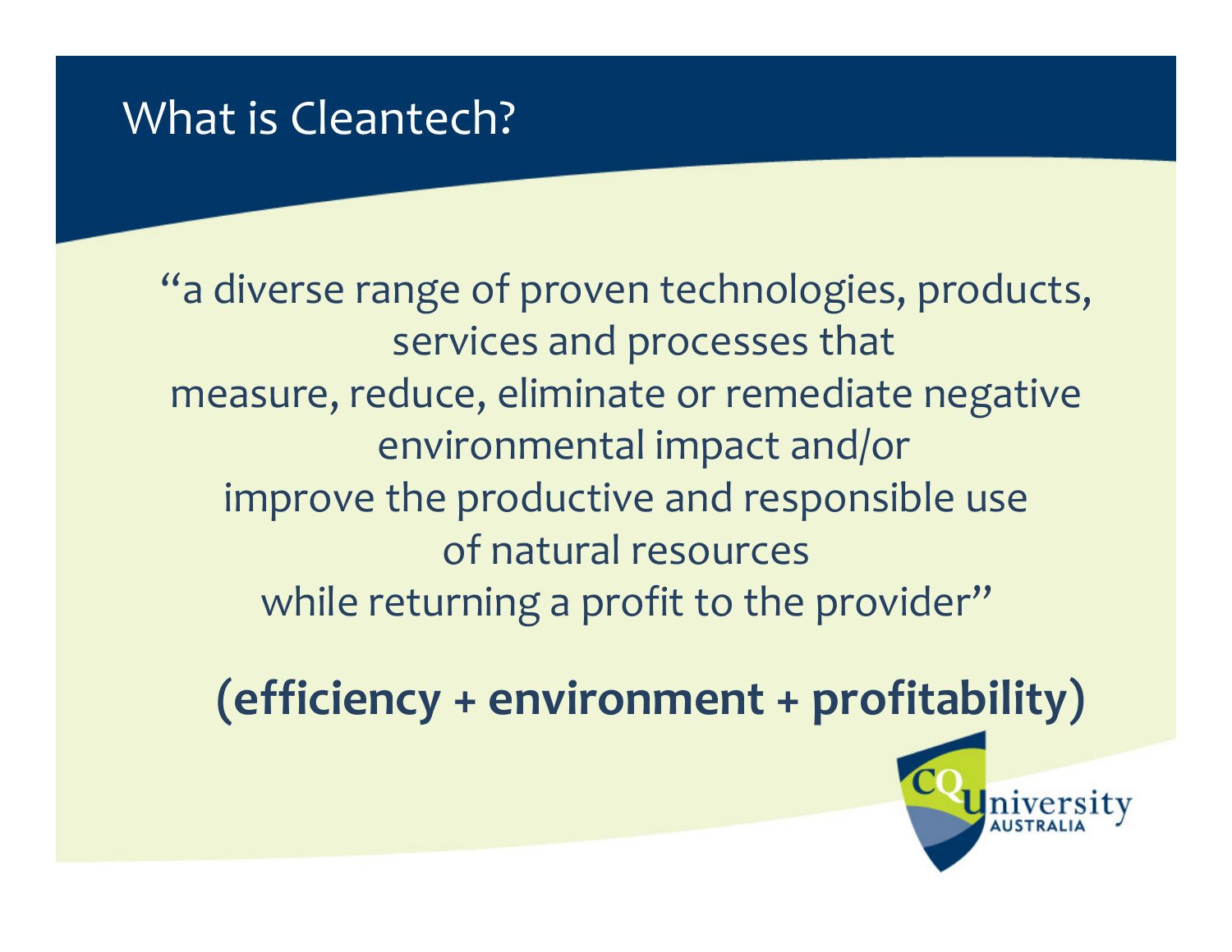# What is Cleantech?

"a diverse range of proven technologies, products, services and processes that measure, reduce, eliminate or remediate negative environmental impact and/or improve the productive and responsible use of natural resources while returning a profit to the provider"

**(efficiency + environment + profitability)**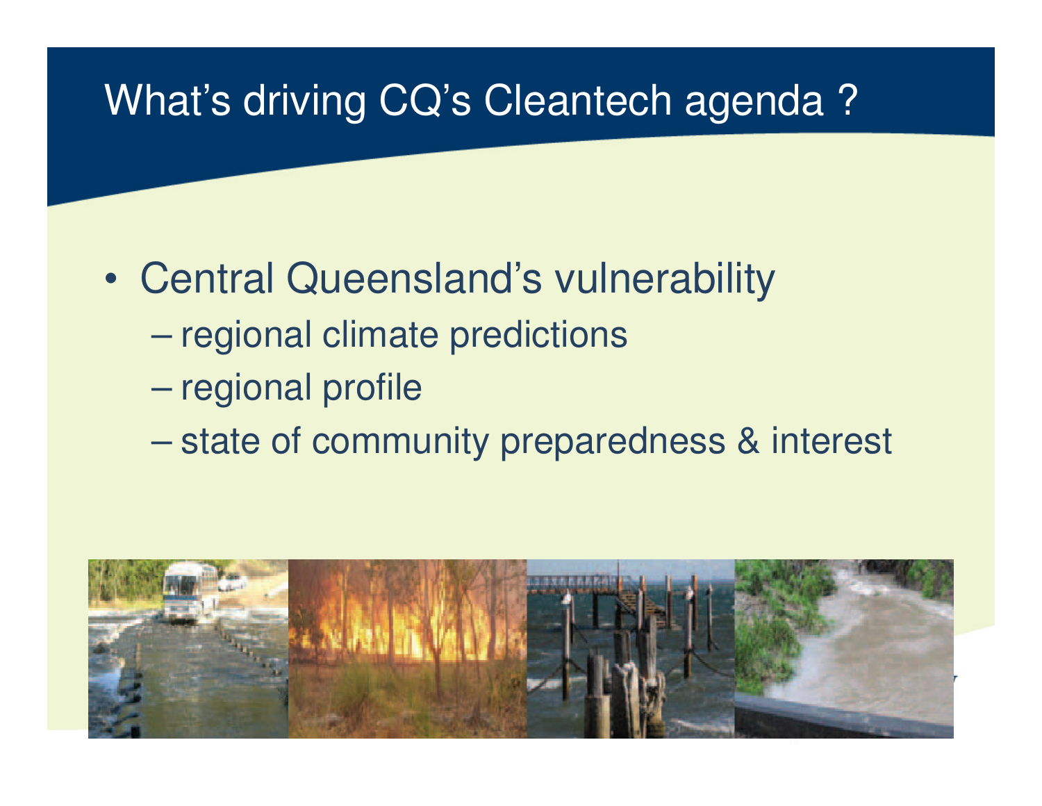# What's driving CQ's Cleantech agenda ?

- Central Queensland's vulnerability
  - regional climate predictions
  - regional profile
  - state of community preparedness & interest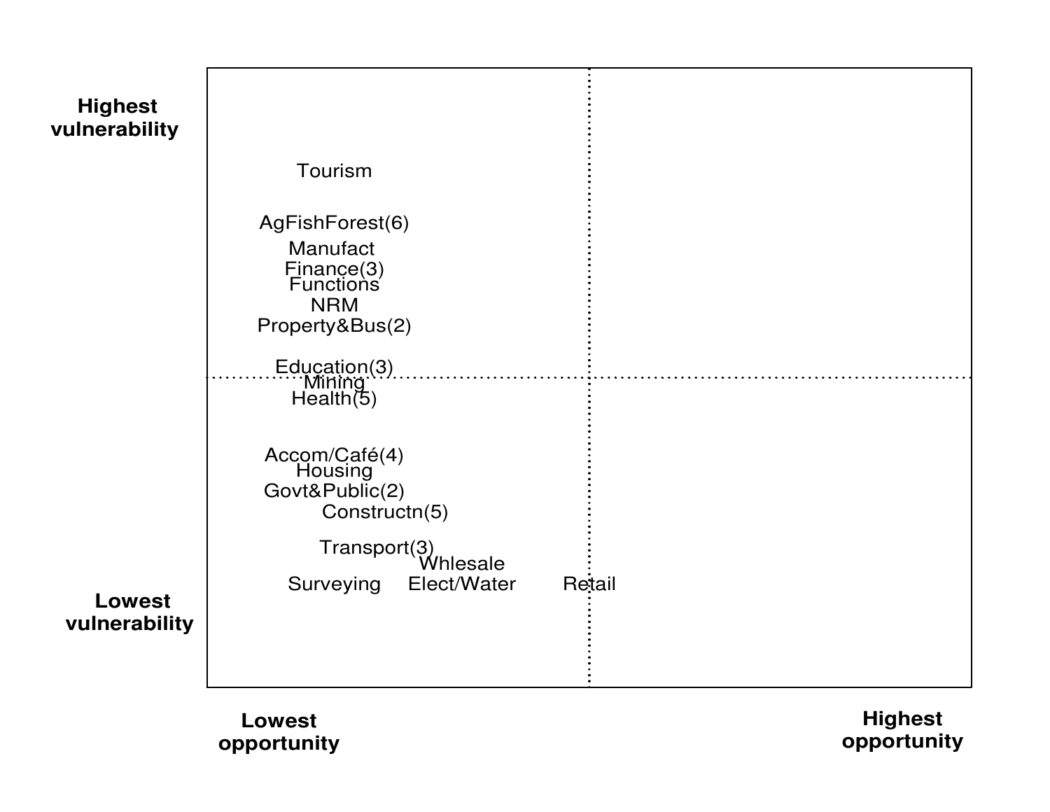Highest vulnerability

Tourism

AgFishForest(6)

Manufact

Finance(3)

Functions

NRM

Property&Bus(2)

Education(3)

Mining

Health(5)

Accom/Café(4)

Housing

Govt&Public(2)

Constructn(5)

Transport(3)

Whlesale

Surveying

Elect/Water

Retail

Lowest vulnerability

Lowest opportunity

Highest opportunity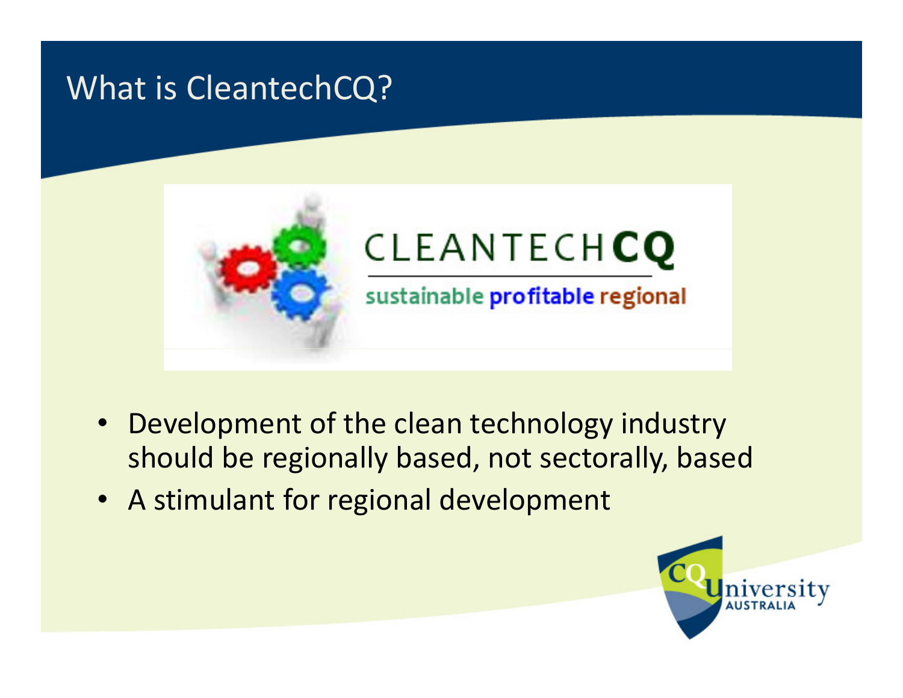# What is CleantechCQ?

CLEANTECH**CQ**

sustainable **profitable** regional

- Development of the clean technology industry should be regionally based, not sectorally, based
- A stimulant for regional development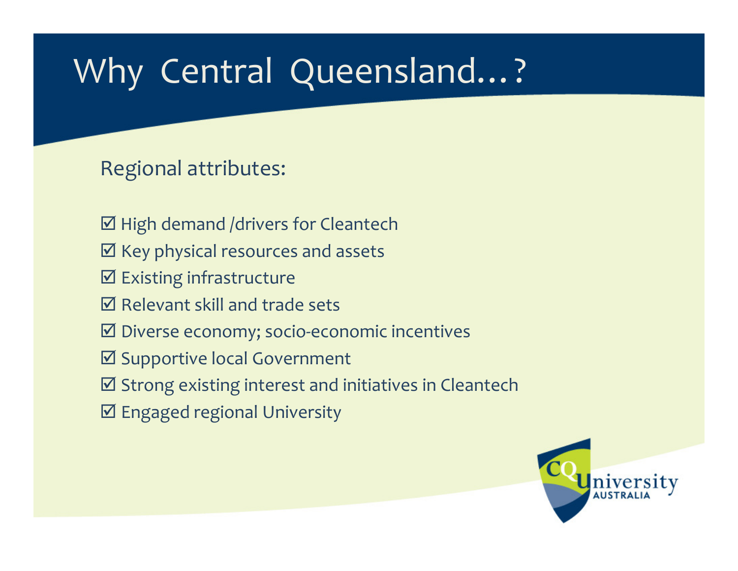# Why Central Queensland…?

Regional attributes:

- ☑ High demand /drivers for Cleantech
- ☑ Key physical resources and assets
- ☑ Existing infrastructure
- ☑ Relevant skill and trade sets
- ☑ Diverse economy; socio-economic incentives
- ☑ Supportive local Government
- ☑ Strong existing interest and initiatives in Cleantech
- ☑ Engaged regional University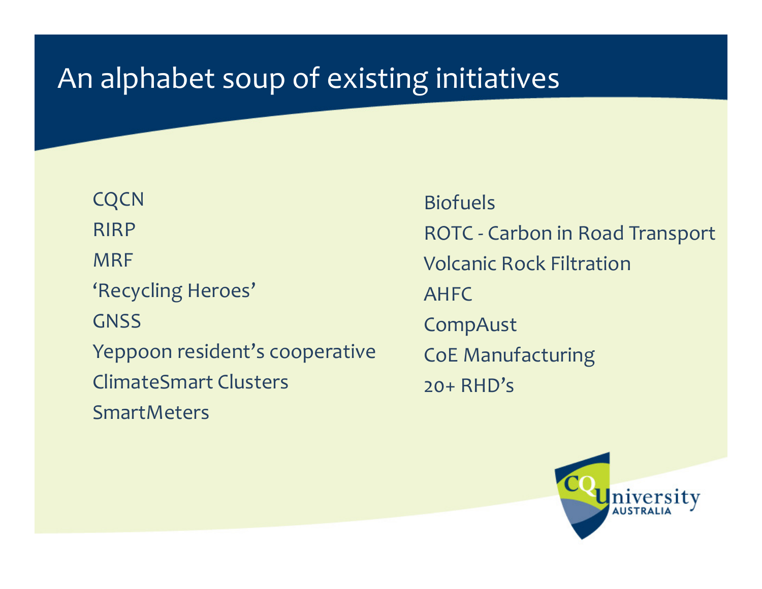# An alphabet soup of existing initiatives

- CQCN
- RIRP
- MRF
- 'Recycling Heroes'
- GNSS
- Yeppoon resident's cooperative
- ClimateSmart Clusters
- SmartMeters
- Biofuels
- ROTC - Carbon in Road Transport
- Volcanic Rock Filtration
- AHFC
- CompAust
- CoE Manufacturing
- 20+ RHD's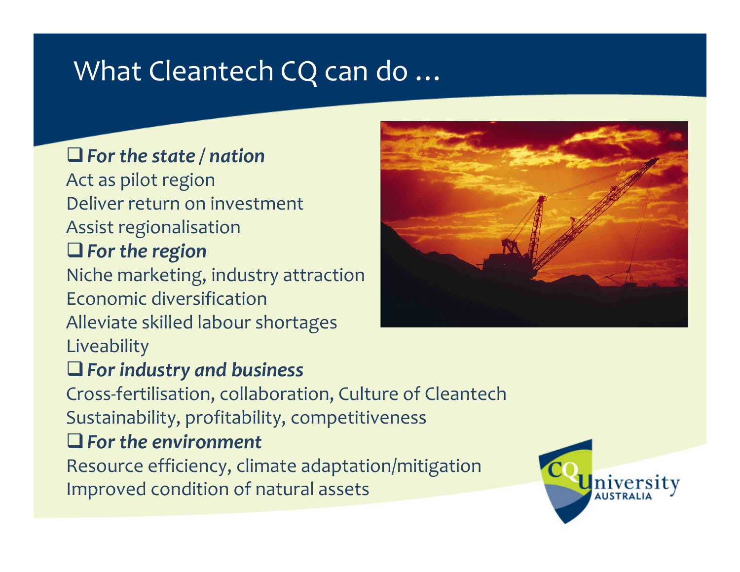# What Cleantech CQ can do …

- ***For the state / nation***

Act as pilot region
Deliver return on investment
Assist regionalisation

- ***For the region***

Niche marketing, industry attraction
Economic diversification
Alleviate skilled labour shortages
Liveability

- ***For industry and business***

Cross-fertilisation, collaboration, Culture of Cleantech
Sustainability, profitability, competitiveness

- ***For the environment***

Resource efficiency, climate adaptation/mitigation
Improved condition of natural assets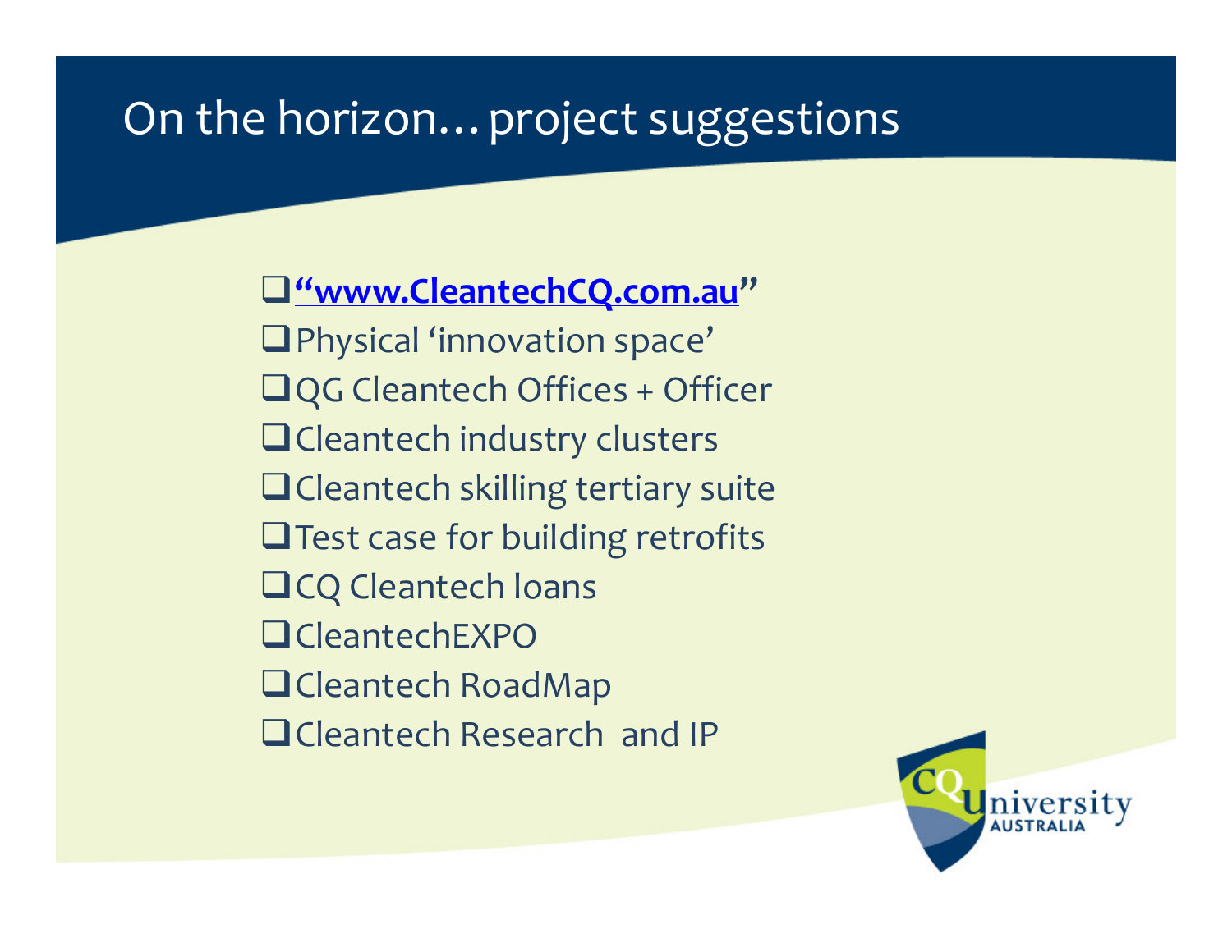# On the horizon… project suggestions

- **“www.CleantechCQ.com.au”**
- Physical ‘innovation space’
- QG Cleantech Offices + Officer
- Cleantech industry clusters
- Cleantech skilling tertiary suite
- Test case for building retrofits
- CQ Cleantech loans
- CleantechEXPO
- Cleantech RoadMap
- Cleantech Research and IP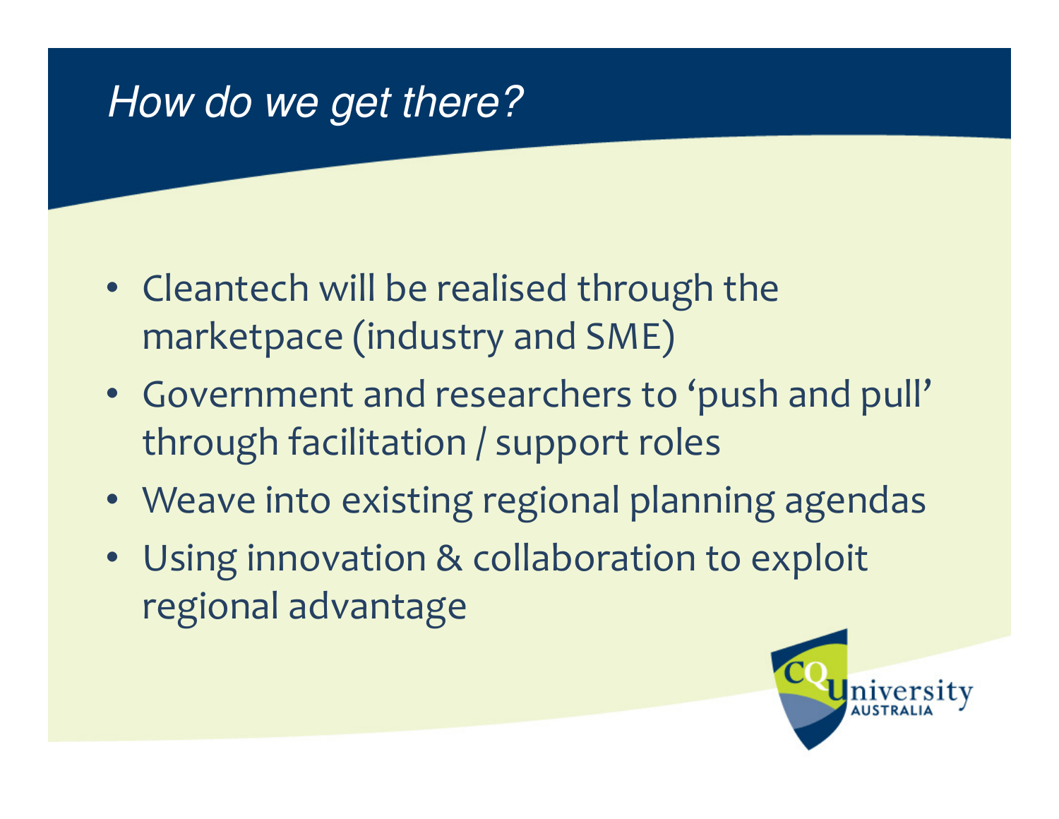## *How do we get there?*

- Cleantech will be realised through the marketpace (industry and SME)
- Government and researchers to 'push and pull' through facilitation / support roles
- Weave into existing regional planning agendas
- Using innovation & collaboration to exploit regional advantage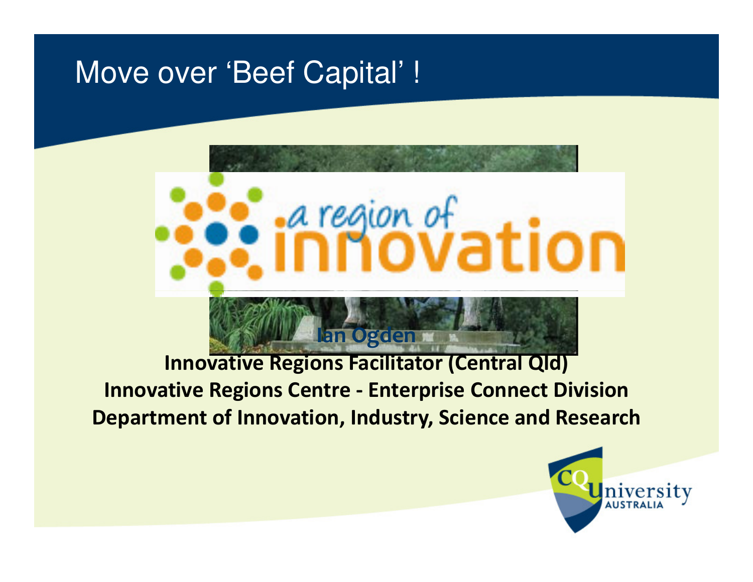# Move over 'Beef Capital' !

a region of innovation

**Ian Ogden**

**Innovative Regions Facilitator (Central Qld)**

**Innovative Regions Centre - Enterprise Connect Division**

**Department of Innovation, Industry, Science and Research**

CQUniversity AUSTRALIA